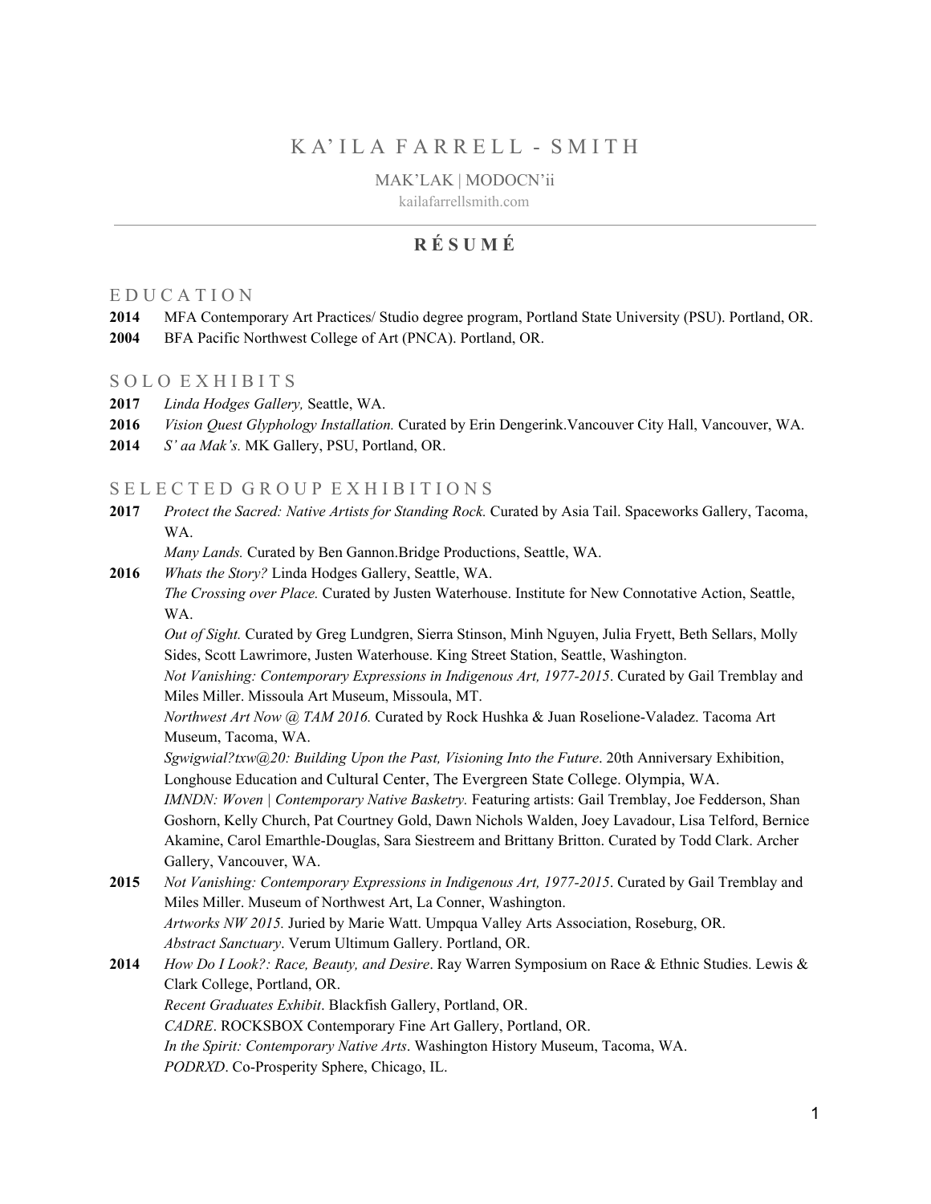# K A' I L A F A R R E L L - S M I T H

MAK'LAK | MODOCN'ii

kailafarrellsmith.com

---

## R É S U M É

## E D U C A T I O N

**2014** MFA Contemporary Art Practices/ Studio degree program, Portland State University (PSU). Portland, OR.

**2004** BFA Pacific Northwest College of Art (PNCA). Portland, OR.

## S O L O E X H I B I T S

**2017** *Linda Hodges Gallery,* Seattle, WA.

**2016** *Vision Quest Glyphology Installation.* Curated by Erin Dengerink.Vancouver City Hall, Vancouver, WA.

**2014** *S' aa Mak's*. MK Gallery, PSU, Portland, OR.

## S E L E C T E D G R O U P E X H I B I T I O N S

**2017** *Protect the Sacred: Native Artists for Standing Rock.* Curated by Asia Tail. Spaceworks Gallery, Tacoma, WA.

*Many Lands.* Curated by Ben Gannon.Bridge Productions, Seattle, WA.

**2016** *Whats the Story?* Linda Hodges Gallery, Seattle, WA.

*The Crossing over Place.* Curated by Justen Waterhouse. Institute for New Connotative Action, Seattle, WA.

*Out of Sight.* Curated by Greg Lundgren, Sierra Stinson, Minh Nguyen, Julia Fryett, Beth Sellars, Molly Sides, Scott Lawrimore, Justen Waterhouse. King Street Station, Seattle, Washington.

*Not Vanishing: Contemporary Expressions in Indigenous Art, 1977-2015*. Curated by Gail Tremblay and Miles Miller. Missoula Art Museum, Missoula, MT.

*Northwest Art Now @ TAM 2016.* Curated by Rock Hushka & Juan Roselione-Valadez. Tacoma Art Museum, Tacoma, WA.

*Sgwigwial?txw@20: Building Upon the Past, Visioning Into the Future*. 20th Anniversary Exhibition, Longhouse Education and Cultural Center, The Evergreen State College. Olympia, WA.

*IMNDN: Woven | Contemporary Native Basketry.* Featuring artists: Gail Tremblay, Joe Fedderson, Shan Goshorn, Kelly Church, Pat Courtney Gold, Dawn Nichols Walden, Joey Lavadour, Lisa Telford, Bernice Akamine, Carol Emarthle-Douglas, Sara Siestreem and Brittany Britton. Curated by Todd Clark. Archer Gallery, Vancouver, WA.

**2015** *Not Vanishing: Contemporary Expressions in Indigenous Art, 1977-2015*. Curated by Gail Tremblay and Miles Miller. Museum of Northwest Art, La Conner, Washington.

*Artworks NW 2015.* Juried by Marie Watt. Umpqua Valley Arts Association, Roseburg, OR.

*Abstract Sanctuary*. Verum Ultimum Gallery. Portland, OR.

**2014** *How Do I Look?: Race, Beauty, and Desire*. Ray Warren Symposium on Race & Ethnic Studies. Lewis & Clark College, Portland, OR.

*Recent Graduates Exhibit*. Blackfish Gallery, Portland, OR.

*CADRE*. ROCKSBOX Contemporary Fine Art Gallery, Portland, OR.

*In the Spirit: Contemporary Native Arts*. Washington History Museum, Tacoma, WA.

*PODRXD*. Co-Prosperity Sphere, Chicago, IL.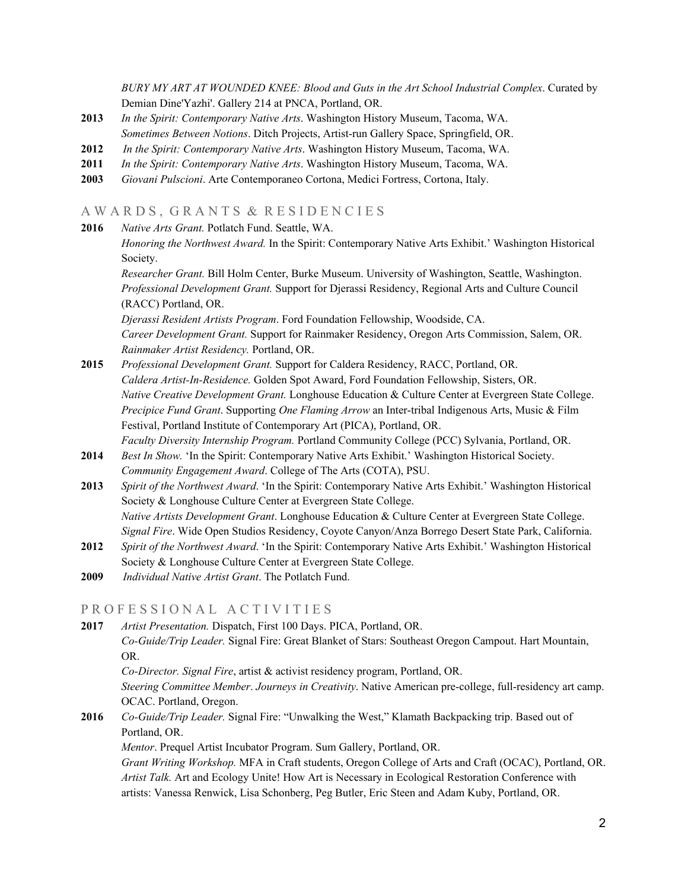*BURY MY ART AT WOUNDED KNEE: Blood and Guts in the Art School Industrial Complex*. Curated by Demian Dine'Yazhi'. Gallery 214 at PNCA, Portland, OR.

**2013** *In the Spirit: Contemporary Native Arts*. Washington History Museum, Tacoma, WA.
*Sometimes Between Notions*. Ditch Projects, Artist-run Gallery Space, Springfield, OR.

**2012** *In the Spirit: Contemporary Native Arts*. Washington History Museum, Tacoma, WA.

**2011** *In the Spirit: Contemporary Native Arts*. Washington History Museum, Tacoma, WA.

**2003** *Giovani Pulscioni*. Arte Contemporaneo Cortona, Medici Fortress, Cortona, Italy.

## AWARDS, GRANTS & RESIDENCIES

**2016** *Native Arts Grant.* Potlatch Fund. Seattle, WA.
*Honoring the Northwest Award.* In the Spirit: Contemporary Native Arts Exhibit.' Washington Historical Society.
*Researcher Grant.* Bill Holm Center, Burke Museum. University of Washington, Seattle, Washington.
*Professional Development Grant.* Support for Djerassi Residency, Regional Arts and Culture Council (RACC) Portland, OR.
*Djerassi Resident Artists Program*. Ford Foundation Fellowship, Woodside, CA.
*Career Development Grant.* Support for Rainmaker Residency, Oregon Arts Commission, Salem, OR.
*Rainmaker Artist Residency.* Portland, OR.

**2015** *Professional Development Grant.* Support for Caldera Residency, RACC, Portland, OR.
*Caldera Artist-In-Residence.* Golden Spot Award, Ford Foundation Fellowship, Sisters, OR.
*Native Creative Development Grant.* Longhouse Education & Culture Center at Evergreen State College.
*Precipice Fund Grant*. Supporting *One Flaming Arrow* an Inter-tribal Indigenous Arts, Music & Film Festival, Portland Institute of Contemporary Art (PICA), Portland, OR.
*Faculty Diversity Internship Program.* Portland Community College (PCC) Sylvania, Portland, OR.

**2014** *Best In Show.* 'In the Spirit: Contemporary Native Arts Exhibit.' Washington Historical Society.
*Community Engagement Award*. College of The Arts (COTA), PSU.

**2013** *Spirit of the Northwest Award*. 'In the Spirit: Contemporary Native Arts Exhibit.' Washington Historical Society & Longhouse Culture Center at Evergreen State College.
*Native Artists Development Grant*. Longhouse Education & Culture Center at Evergreen State College.
*Signal Fire*. Wide Open Studios Residency, Coyote Canyon/Anza Borrego Desert State Park, California.

**2012** *Spirit of the Northwest Award*. 'In the Spirit: Contemporary Native Arts Exhibit.' Washington Historical Society & Longhouse Culture Center at Evergreen State College.

**2009** *Individual Native Artist Grant*. The Potlatch Fund.

## PROFESSIONAL ACTIVITIES

**2017** *Artist Presentation.* Dispatch, First 100 Days. PICA, Portland, OR.
*Co-Guide/Trip Leader.* Signal Fire: Great Blanket of Stars: Southeast Oregon Campout. Hart Mountain, OR.
*Co-Director. Signal Fire*, artist & activist residency program, Portland, OR.
*Steering Committee Member*. *Journeys in Creativity*. Native American pre-college, full-residency art camp. OCAC. Portland, Oregon.

**2016** *Co-Guide/Trip Leader.* Signal Fire: "Unwalking the West," Klamath Backpacking trip. Based out of Portland, OR.
*Mentor*. Prequel Artist Incubator Program. Sum Gallery, Portland, OR.
*Grant Writing Workshop.* MFA in Craft students, Oregon College of Arts and Craft (OCAC), Portland, OR.
*Artist Talk.* Art and Ecology Unite! How Art is Necessary in Ecological Restoration Conference with artists: Vanessa Renwick, Lisa Schonberg, Peg Butler, Eric Steen and Adam Kuby, Portland, OR.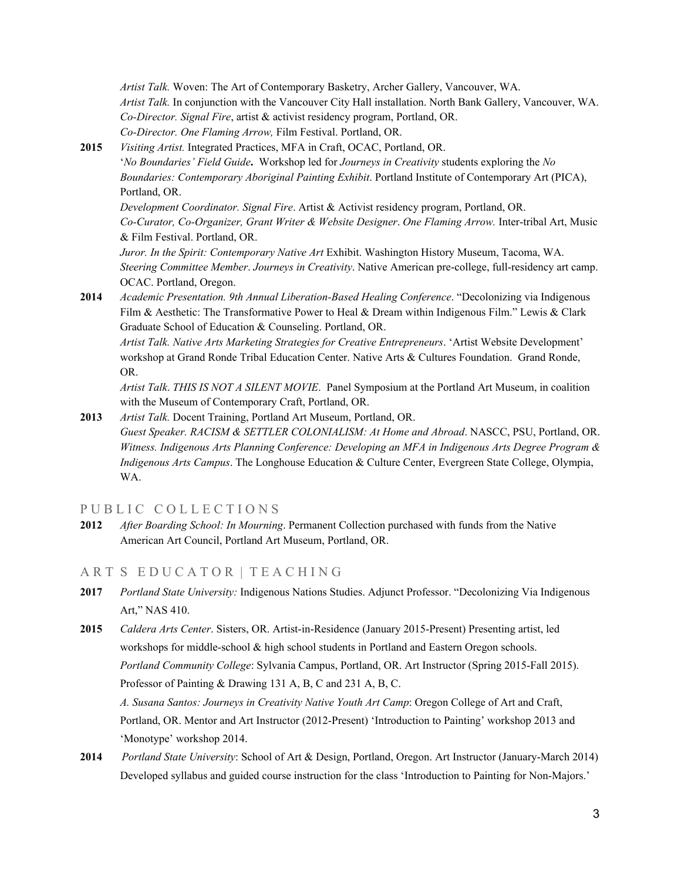*Artist Talk.* Woven: The Art of Contemporary Basketry, Archer Gallery, Vancouver, WA.
*Artist Talk.* In conjunction with the Vancouver City Hall installation. North Bank Gallery, Vancouver, WA.
*Co-Director. Signal Fire*, artist & activist residency program, Portland, OR.
*Co-Director. One Flaming Arrow,* Film Festival. Portland, OR.

**2015** *Visiting Artist.* Integrated Practices, MFA in Craft, OCAC, Portland, OR.
'*No Boundaries' Field Guide***.** Workshop led for *Journeys in Creativity* students exploring the *No Boundaries: Contemporary Aboriginal Painting Exhibit*. Portland Institute of Contemporary Art (PICA), Portland, OR.
*Development Coordinator. Signal Fire*. Artist & Activist residency program, Portland, OR.
*Co-Curator, Co-Organizer, Grant Writer & Website Designer*. *One Flaming Arrow.* Inter-tribal Art, Music & Film Festival. Portland, OR.
*Juror. In the Spirit: Contemporary Native Art* Exhibit. Washington History Museum, Tacoma, WA.
*Steering Committee Member*. *Journeys in Creativity*. Native American pre-college, full-residency art camp. OCAC. Portland, Oregon.

**2014** *Academic Presentation. 9th Annual Liberation-Based Healing Conference*. "Decolonizing via Indigenous Film & Aesthetic: The Transformative Power to Heal & Dream within Indigenous Film." Lewis & Clark Graduate School of Education & Counseling. Portland, OR.
*Artist Talk. Native Arts Marketing Strategies for Creative Entrepreneurs*. 'Artist Website Development' workshop at Grand Ronde Tribal Education Center. Native Arts & Cultures Foundation. Grand Ronde, OR.
*Artist Talk*. *THIS IS NOT A SILENT MOVIE*. Panel Symposium at the Portland Art Museum, in coalition with the Museum of Contemporary Craft, Portland, OR.

**2013** *Artist Talk.* Docent Training, Portland Art Museum, Portland, OR.
*Guest Speaker. RACISM & SETTLER COLONIALISM: At Home and Abroad*. NASCC, PSU, Portland, OR.
*Witness. Indigenous Arts Planning Conference: Developing an MFA in Indigenous Arts Degree Program & Indigenous Arts Campus*. The Longhouse Education & Culture Center, Evergreen State College, Olympia, WA.

## PUBLIC COLLECTIONS

**2012** *After Boarding School: In Mourning*. Permanent Collection purchased with funds from the Native American Art Council, Portland Art Museum, Portland, OR.

## ARTS EDUCATOR | TEACHING

**2017** *Portland State University:* Indigenous Nations Studies. Adjunct Professor. "Decolonizing Via Indigenous Art," NAS 410.

**2015** *Caldera Arts Center*. Sisters, OR. Artist-in-Residence (January 2015-Present) Presenting artist, led workshops for middle-school & high school students in Portland and Eastern Oregon schools.
*Portland Community College*: Sylvania Campus, Portland, OR. Art Instructor (Spring 2015-Fall 2015). Professor of Painting & Drawing 131 A, B, C and 231 A, B, C.
*A. Susana Santos: Journeys in Creativity Native Youth Art Camp*: Oregon College of Art and Craft, Portland, OR. Mentor and Art Instructor (2012-Present) 'Introduction to Painting' workshop 2013 and 'Monotype' workshop 2014.

**2014** *Portland State University*: School of Art & Design, Portland, Oregon. Art Instructor (January-March 2014) Developed syllabus and guided course instruction for the class 'Introduction to Painting for Non-Majors.'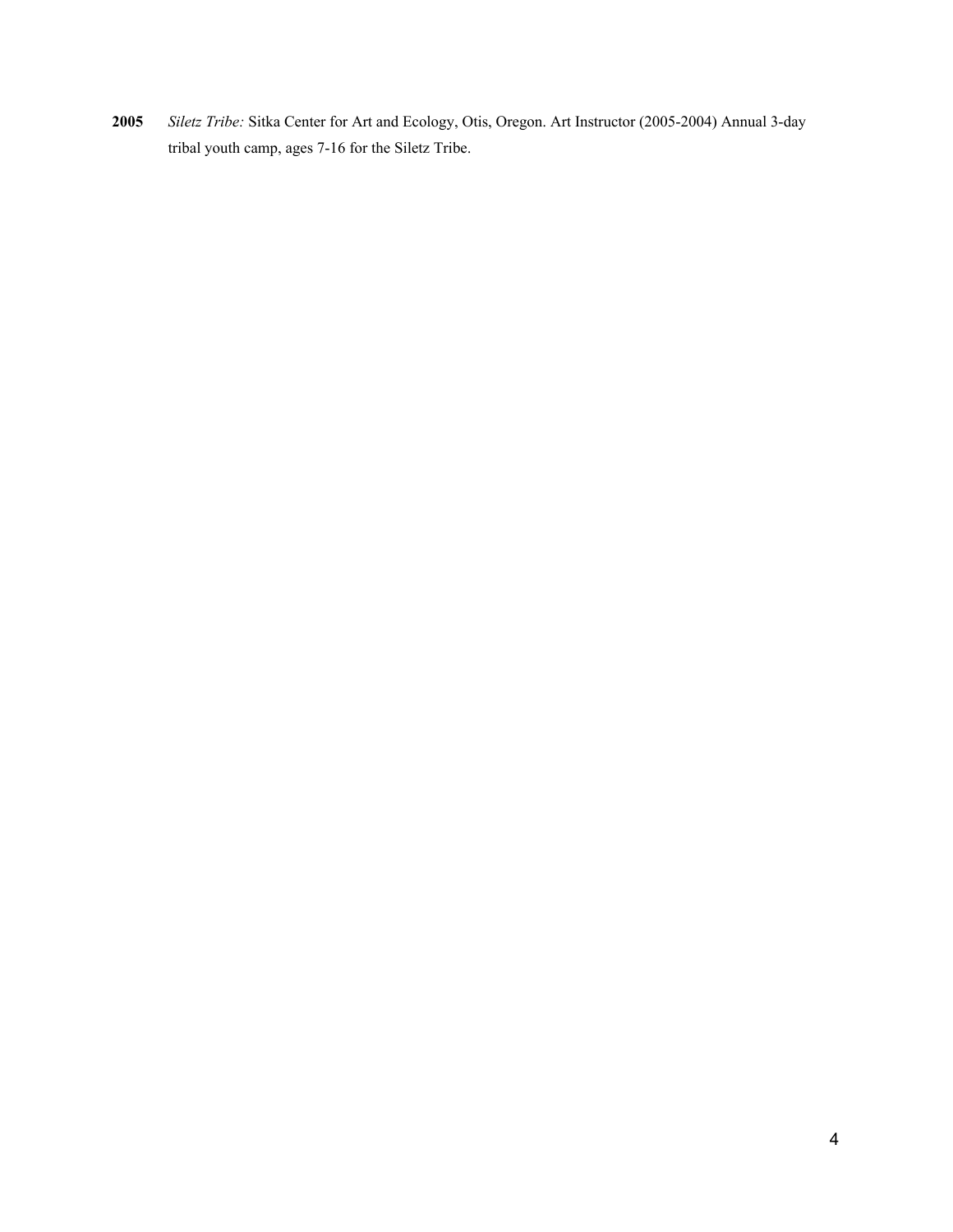**2005** *Siletz Tribe:* Sitka Center for Art and Ecology, Otis, Oregon. Art Instructor (2005-2004) Annual 3-day tribal youth camp, ages 7-16 for the Siletz Tribe.